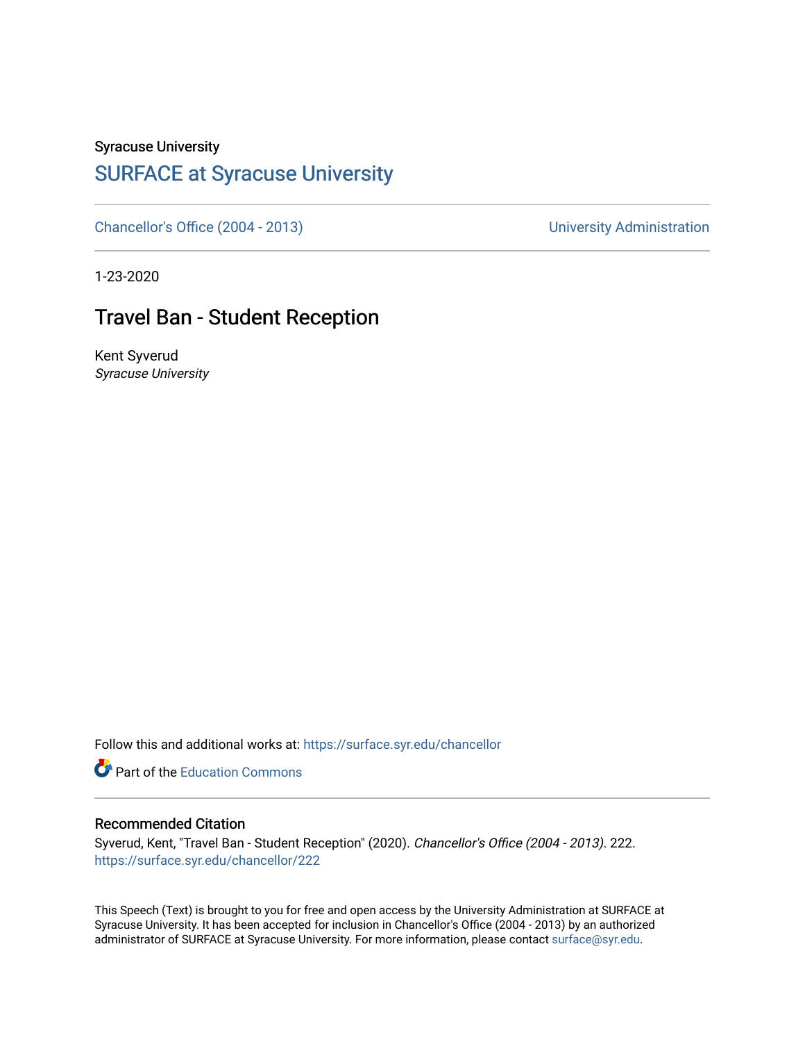Syracuse University

# SURFACE at Syracuse University

Chancellor's Office (2004 - 2013) | University Administration

1-23-2020

## Travel Ban - Student Reception

Kent Syverud

*Syracuse University*

Follow this and additional works at: https://surface.syr.edu/chancellor

Part of the Education Commons

### Recommended Citation

Syverud, Kent, "Travel Ban - Student Reception" (2020). *Chancellor's Office (2004 - 2013)*. 222.
https://surface.syr.edu/chancellor/222

This Speech (Text) is brought to you for free and open access by the University Administration at SURFACE at Syracuse University. It has been accepted for inclusion in Chancellor's Office (2004 - 2013) by an authorized administrator of SURFACE at Syracuse University. For more information, please contact surface@syr.edu.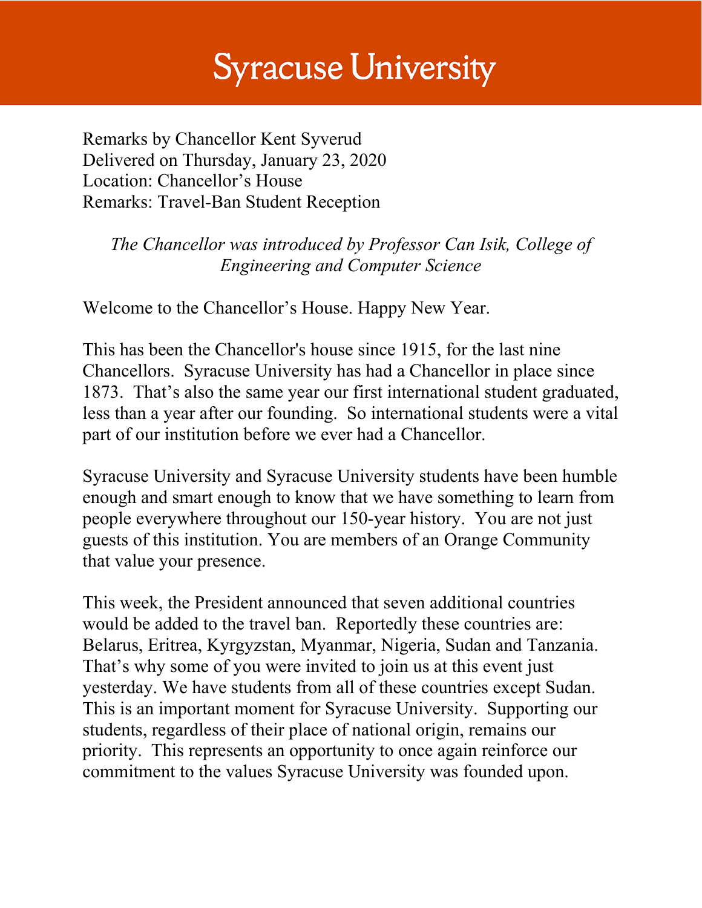# Syracuse University

Remarks by Chancellor Kent Syverud
Delivered on Thursday, January 23, 2020
Location: Chancellor's House
Remarks: Travel-Ban Student Reception

*The Chancellor was introduced by Professor Can Isik, College of Engineering and Computer Science*

Welcome to the Chancellor's House. Happy New Year.

This has been the Chancellor's house since 1915, for the last nine Chancellors. Syracuse University has had a Chancellor in place since 1873. That's also the same year our first international student graduated, less than a year after our founding. So international students were a vital part of our institution before we ever had a Chancellor.

Syracuse University and Syracuse University students have been humble enough and smart enough to know that we have something to learn from people everywhere throughout our 150-year history. You are not just guests of this institution. You are members of an Orange Community that value your presence.

This week, the President announced that seven additional countries would be added to the travel ban. Reportedly these countries are: Belarus, Eritrea, Kyrgyzstan, Myanmar, Nigeria, Sudan and Tanzania. That's why some of you were invited to join us at this event just yesterday. We have students from all of these countries except Sudan. This is an important moment for Syracuse University. Supporting our students, regardless of their place of national origin, remains our priority. This represents an opportunity to once again reinforce our commitment to the values Syracuse University was founded upon.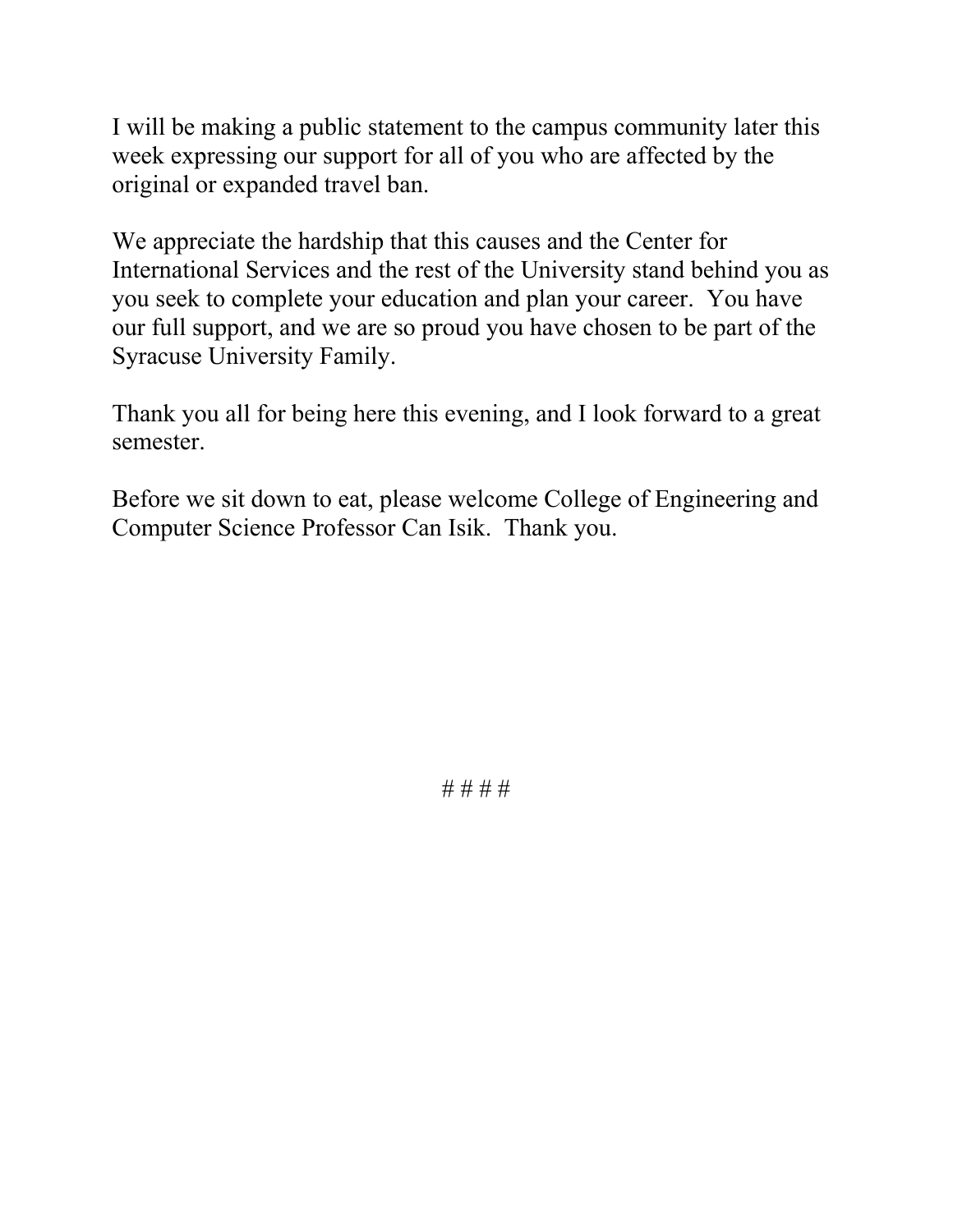I will be making a public statement to the campus community later this week expressing our support for all of you who are affected by the original or expanded travel ban.

We appreciate the hardship that this causes and the Center for International Services and the rest of the University stand behind you as you seek to complete your education and plan your career. You have our full support, and we are so proud you have chosen to be part of the Syracuse University Family.

Thank you all for being here this evening, and I look forward to a great semester.

Before we sit down to eat, please welcome College of Engineering and Computer Science Professor Can Isik. Thank you.

# # # #